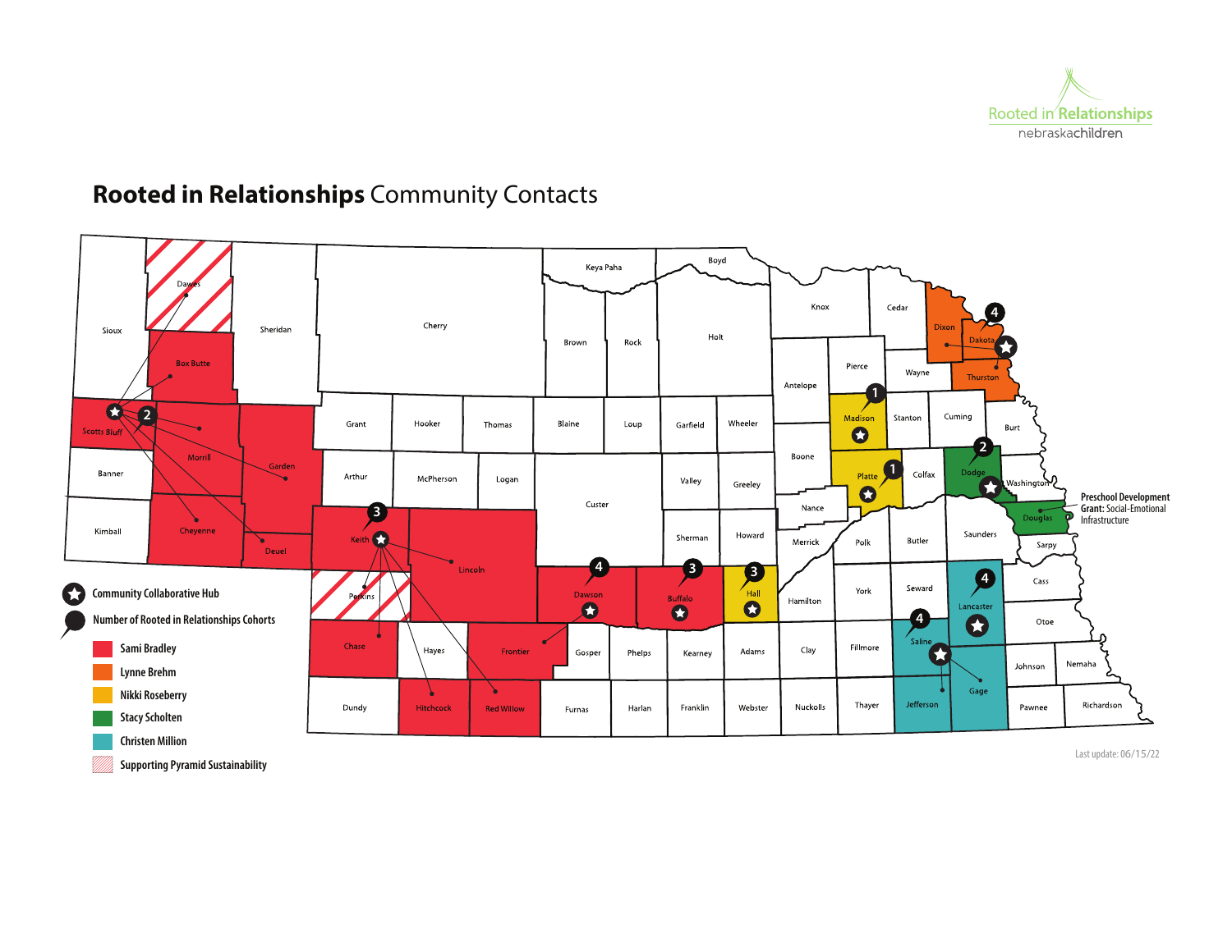Rooted in Relationships
nebraskachildren

# Rooted in Relationships Community Contacts

Sioux, Dawes, Sheridan, Cherry, Keya Paha, Boyd, Brown, Rock, Holt, Knox, Cedar, Dixon, Dakota, Thurston, Wayne, Pierce, Antelope, Box Butte, Scotts Bluff, Morrill, Garden, Grant, Hooker, Thomas, Blaine, Loup, Garfield, Wheeler, Madison, Stanton, Cuming, Burt, Banner, Arthur, McPherson, Logan, Valley, Greeley, Boone, Platte, Colfax, Dodge, Washington, Kimball, Cheyenne, Deuel, Keith, Lincoln, Custer, Sherman, Howard, Nance, Merrick, Polk, Butler, Saunders, Douglas, Sarpy, Perkins, Dawson, Buffalo, Hall, Hamilton, York, Seward, Lancaster, Cass, Otoe, Chase, Hayes, Frontier, Gosper, Phelps, Kearney, Adams, Clay, Fillmore, Saline, Gage, Johnson, Nemaha, Dundy, Hitchcock, Red Willow, Furnas, Harlan, Franklin, Webster, Nuckolls, Thayer, Jefferson, Pawnee, Richardson

**Preschool Development Grant:** Social-Emotional Infrastructure

- Community Collaborative Hub
- Number of Rooted in Relationships Cohorts
- Sami Bradley
- Lynne Brehm
- Nikki Roseberry
- Stacy Scholten
- Christen Million
- Supporting Pyramid Sustainability

Last update: 06/15/22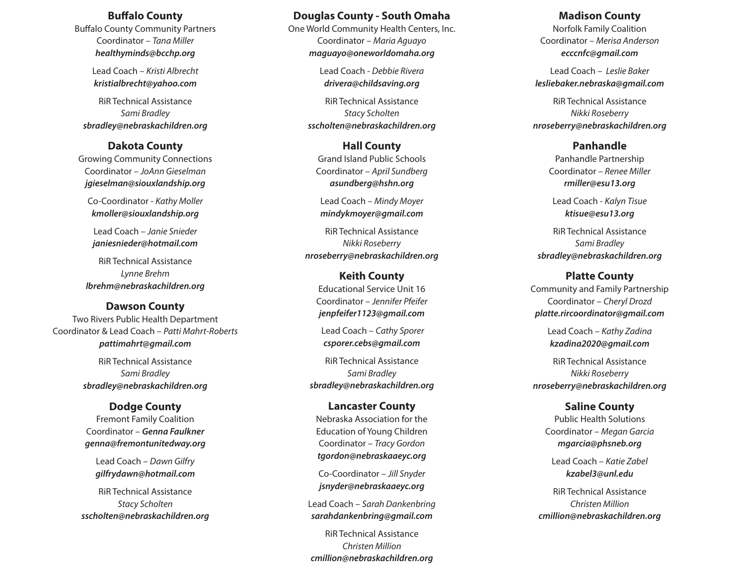### Buffalo County

Buffalo County Community Partners
Coordinator – *Tana Miller*
***healthyminds@bcchp.org***

Lead Coach – *Kristi Albrecht*
***kristialbrecht@yahoo.com***

RiR Technical Assistance
*Sami Bradley*
***sbradley@nebraskachildren.org***

### Dakota County

Growing Community Connections
Coordinator – *JoAnn Gieselman*
***jgieselman@siouxlandship.org***

Co-Coordinator - *Kathy Moller*
***kmoller@siouxlandship.org***

Lead Coach – *Janie Snieder*
***janiesnieder@hotmail.com***

RiR Technical Assistance
*Lynne Brehm*
***lbrehm@nebraskachildren.org***

### Dawson County

Two Rivers Public Health Department
Coordinator & Lead Coach – *Patti Mahrt-Roberts*
***pattimahrt@gmail.com***

RiR Technical Assistance
*Sami Bradley*
***sbradley@nebraskachildren.org***

### Dodge County

Fremont Family Coalition
Coordinator – ***Genna Faulkner***
***genna@fremontunitedway.org***

Lead Coach – *Dawn Gilfry*
***gilfrydawn@hotmail.com***

RiR Technical Assistance
*Stacy Scholten*
***sscholten@nebraskachildren.org***

### Douglas County - South Omaha

One World Community Health Centers, Inc.
Coordinator – *Maria Aguayo*
***maguayo@oneworldomaha.org***

Lead Coach - *Debbie Rivera*
***drivera@childsaving.org***

RiR Technical Assistance
*Stacy Scholten*
***sscholten@nebraskachildren.org***

### Hall County

Grand Island Public Schools
Coordinator – *April Sundberg*
***asundberg@hshn.org***

Lead Coach – *Mindy Moyer*
***mindykmoyer@gmail.com***

RiR Technical Assistance
*Nikki Roseberry*
***nroseberry@nebraskachildren.org***

### Keith County

Educational Service Unit 16
Coordinator – *Jennifer Pfeifer*
***jenpfeifer1123@gmail.com***

Lead Coach – *Cathy Sporer*
***csporer.cebs@gmail.com***

RiR Technical Assistance
*Sami Bradley*
***sbradley@nebraskachildren.org***

### Lancaster County

Nebraska Association for the
Education of Young Children
Coordinator – *Tracy Gordon*
***tgordon@nebraskaaeyc.org***

Co-Coordinator – *Jill Snyder*
***jsnyder@nebraskaaeyc.org***

Lead Coach – *Sarah Dankenbring*
***sarahdankenbring@gmail.com***

RiR Technical Assistance
*Christen Million*
***cmillion@nebraskachildren.org***

### Madison County

Norfolk Family Coalition
Coordinator – *Merisa Anderson*
***ecccnfc@gmail.com***

Lead Coach – *Leslie Baker*
***lesliebaker.nebraska@gmail.com***

RiR Technical Assistance
*Nikki Roseberry*
***nroseberry@nebraskachildren.org***

### Panhandle

Panhandle Partnership
Coordinator – *Renee Miller*
***rmiller@esu13.org***

Lead Coach - *Kalyn Tisue*
***ktisue@esu13.org***

RiR Technical Assistance
*Sami Bradley*
***sbradley@nebraskachildren.org***

### Platte County

Community and Family Partnership
Coordinator – *Cheryl Drozd*
***platte.rircoordinator@gmail.com***

Lead Coach – *Kathy Zadina*
***kzadina2020@gmail.com***

RiR Technical Assistance
*Nikki Roseberry*
***nroseberry@nebraskachildren.org***

### Saline County

Public Health Solutions
Coordinator – *Megan Garcia*
***mgarcia@phsneb.org***

Lead Coach – *Katie Zabel*
***kzabel3@unl.edu***

RiR Technical Assistance
*Christen Million*
***cmillion@nebraskachildren.org***